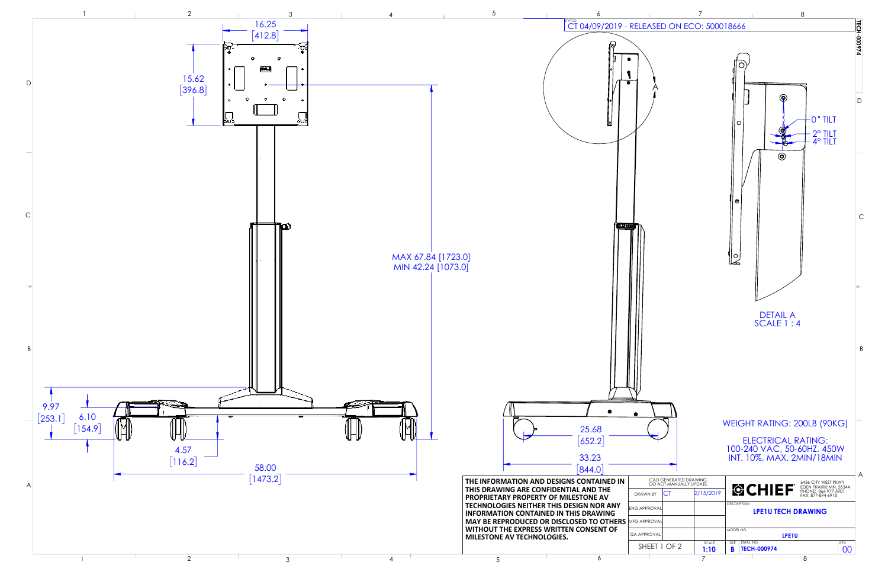STATUS: CT 04/09/2019 - RELEASED ON ECO: 500018666

16.25 [412.8]

15.62 [396.8]

MAX 67.84 [1723.0]
MIN 42.24 [1073.0]

9.97 [253.1]

6.10 [154.9]

4.57 [116.2]

58.00 [1473.2]

25.68 [652.2]

33.23 [844.0]

A

0° TILT
2° TILT
4° TILT

DETAIL A
SCALE 1 : 4

WEIGHT RATING: 200LB (90KG)

ELECTRICAL RATING:
100-240 VAC, 50-60HZ, 450W
INT. 10%, MAX. 2MIN/18MIN

**THE INFORMATION AND DESIGNS CONTAINED IN THIS DRAWING ARE CONFIDENTIAL AND THE PROPRIETARY PROPERTY OF MILESTONE AV TECHNOLOGIES NEITHER THIS DESIGN NOR ANY INFORMATION CONTAINED IN THIS DRAWING MAY BE REPRODUCED OR DISCLOSED TO OTHERS WITHOUT THE EXPRESS WRITTEN CONSENT OF MILESTONE AV TECHNOLOGIES.**

| CAD GENERATED DRAWING, DO NOT MANUALLY UPDATE. | | |
|---|---|---|
| DRAWN BY | CT | 2/15/2019 |
| ENG APPROVAL | | |
| MFG APPROVAL | | |
| QA APPROVAL | | |
| SHEET 1 OF 2 | | SCALE 1:10 |

CHIEF
6436 CITY WEST PKWY
EDEN PRAIRIE MN, 55344
PHONE: 866-977-3901
FAX: 877-894-6918

DESCRIPTION: **LPE1U TECH DRAWING**

MODEL NO.: **LPE1U**

SIZE: B | DWG. NO.: TECH-000974 | REV.: 00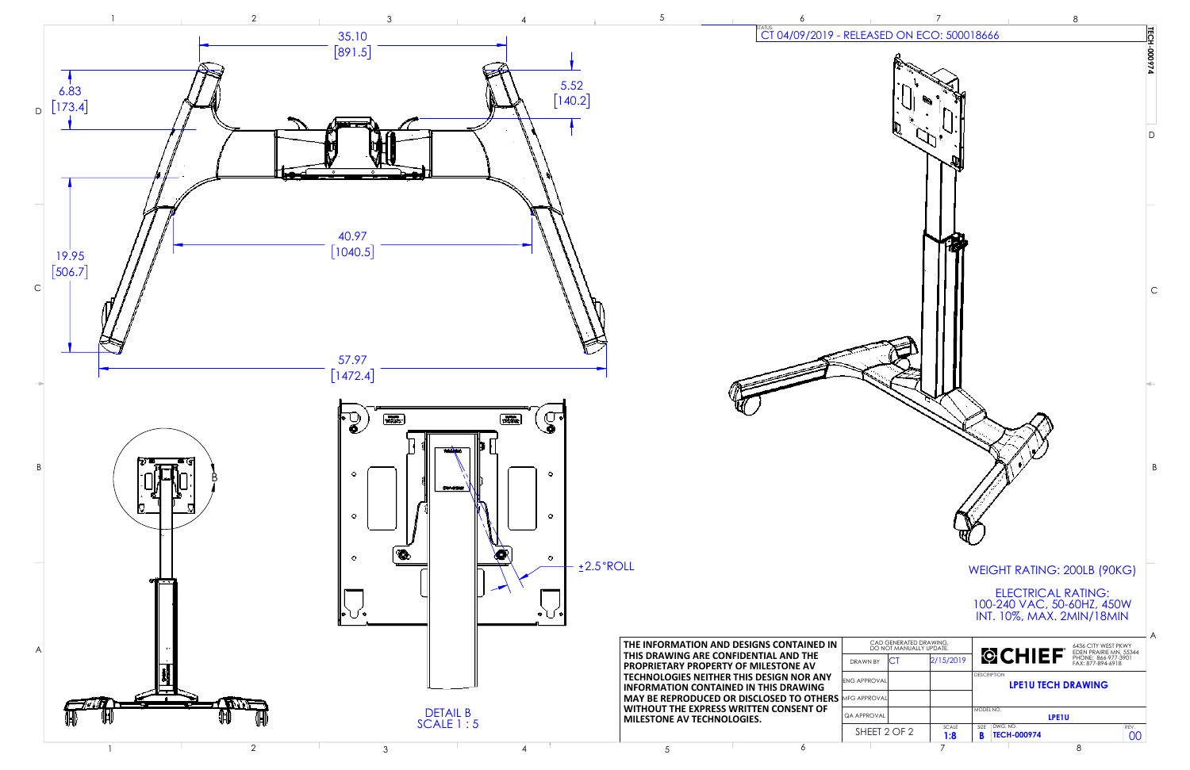STATUS: CT 04/09/2019 - RELEASED ON ECO: 500018666

35.10 [891.5]

6.83 [173.4]

5.52 [140.2]

40.97 [1040.5]

19.95 [506.7]

57.97 [1472.4]

B

±2.5°ROLL

DETAIL B
SCALE 1 : 5

WEIGHT RATING: 200LB (90KG)

ELECTRICAL RATING:
100-240 VAC, 50-60HZ, 450W
INT. 10%, MAX. 2MIN/18MIN

**THE INFORMATION AND DESIGNS CONTAINED IN THIS DRAWING ARE CONFIDENTIAL AND THE PROPRIETARY PROPERTY OF MILESTONE AV TECHNOLOGIES NEITHER THIS DESIGN NOR ANY INFORMATION CONTAINED IN THIS DRAWING MAY BE REPRODUCED OR DISCLOSED TO OTHERS WITHOUT THE EXPRESS WRITTEN CONSENT OF MILESTONE AV TECHNOLOGIES.**

| CAD GENERATED DRAWING, DO NOT MANUALLY UPDATE. | | |
|---|---|---|
| DRAWN BY | CT | 2/15/2019 |
| ENG APPROVAL | | |
| MFG APPROVAL | | |
| QA APPROVAL | | |
| SHEET 2 OF 2 | | SCALE 1:8 |

CHIEF
6436 CITY WEST PKWY
EDEN PRAIRIE MN, 55344
PHONE: 866-977-3901
FAX: 877-894-6918

DESCRIPTION: **LPE1U TECH DRAWING**

MODEL NO.: **LPE1U**

SIZE: **B** | DWG. NO.: **TECH-000974** | REV.: 00